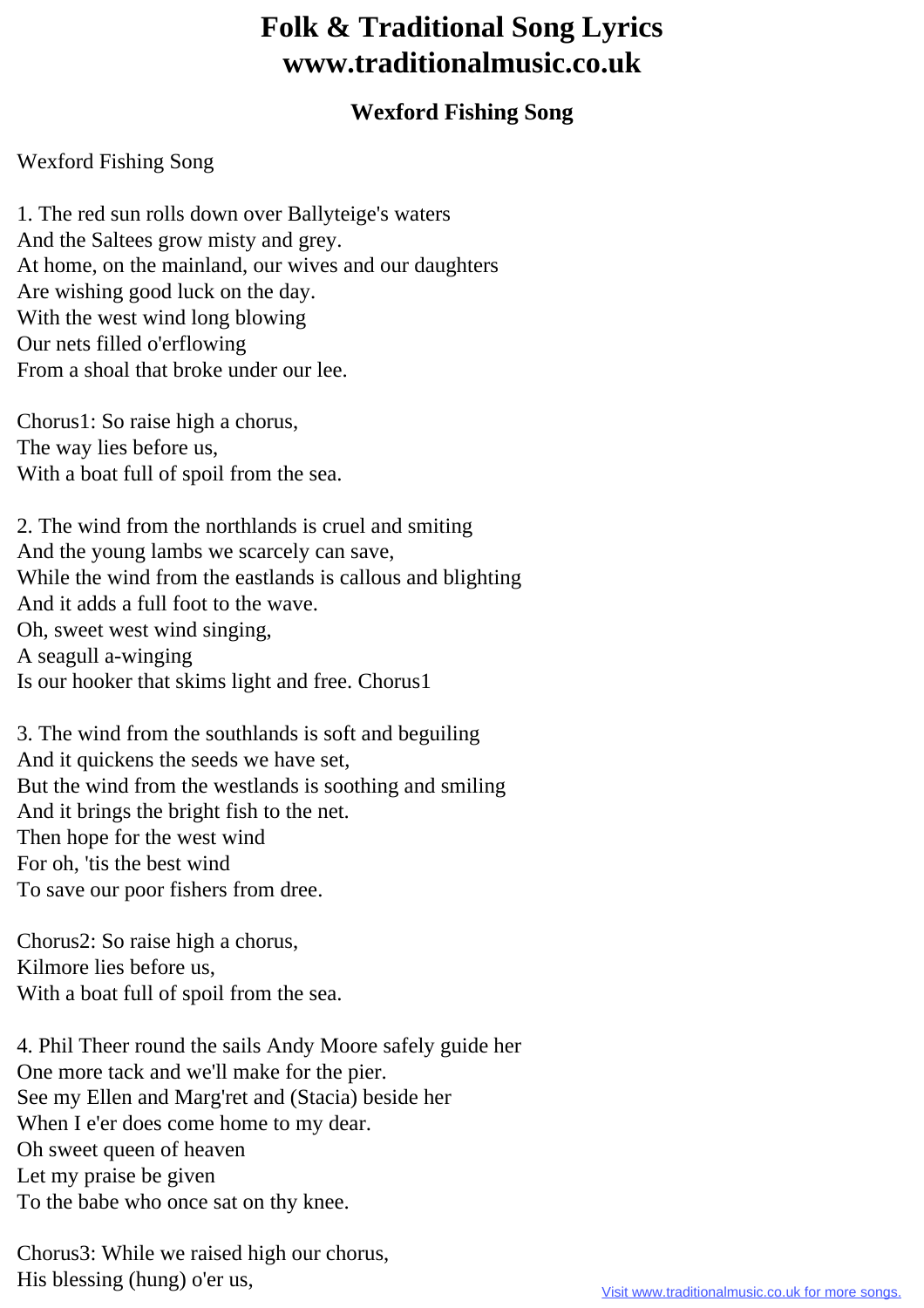# Folk & Traditional Song Lyrics
# www.traditionalmusic.co.uk

## Wexford Fishing Song

Wexford Fishing Song

1. The red sun rolls down over Ballyteige's waters
And the Saltees grow misty and grey.
At home, on the mainland, our wives and our daughters
Are wishing good luck on the day.
With the west wind long blowing
Our nets filled o'erflowing
From a shoal that broke under our lee.

Chorus1: So raise high a chorus,
The way lies before us,
With a boat full of spoil from the sea.

2. The wind from the northlands is cruel and smiting
And the young lambs we scarcely can save,
While the wind from the eastlands is callous and blighting
And it adds a full foot to the wave.
Oh, sweet west wind singing,
A seagull a-winging
Is our hooker that skims light and free. Chorus1

3. The wind from the southlands is soft and beguiling
And it quickens the seeds we have set,
But the wind from the westlands is soothing and smiling
And it brings the bright fish to the net.
Then hope for the west wind
For oh, 'tis the best wind
To save our poor fishers from dree.

Chorus2: So raise high a chorus,
Kilmore lies before us,
With a boat full of spoil from the sea.

4. Phil Theer round the sails Andy Moore safely guide her
One more tack and we'll make for the pier.
See my Ellen and Marg'ret and (Stacia) beside her
When I e'er does come home to my dear.
Oh sweet queen of heaven
Let my praise be given
To the babe who once sat on thy knee.

Chorus3: While we raised high our chorus,
His blessing (hung) o'er us,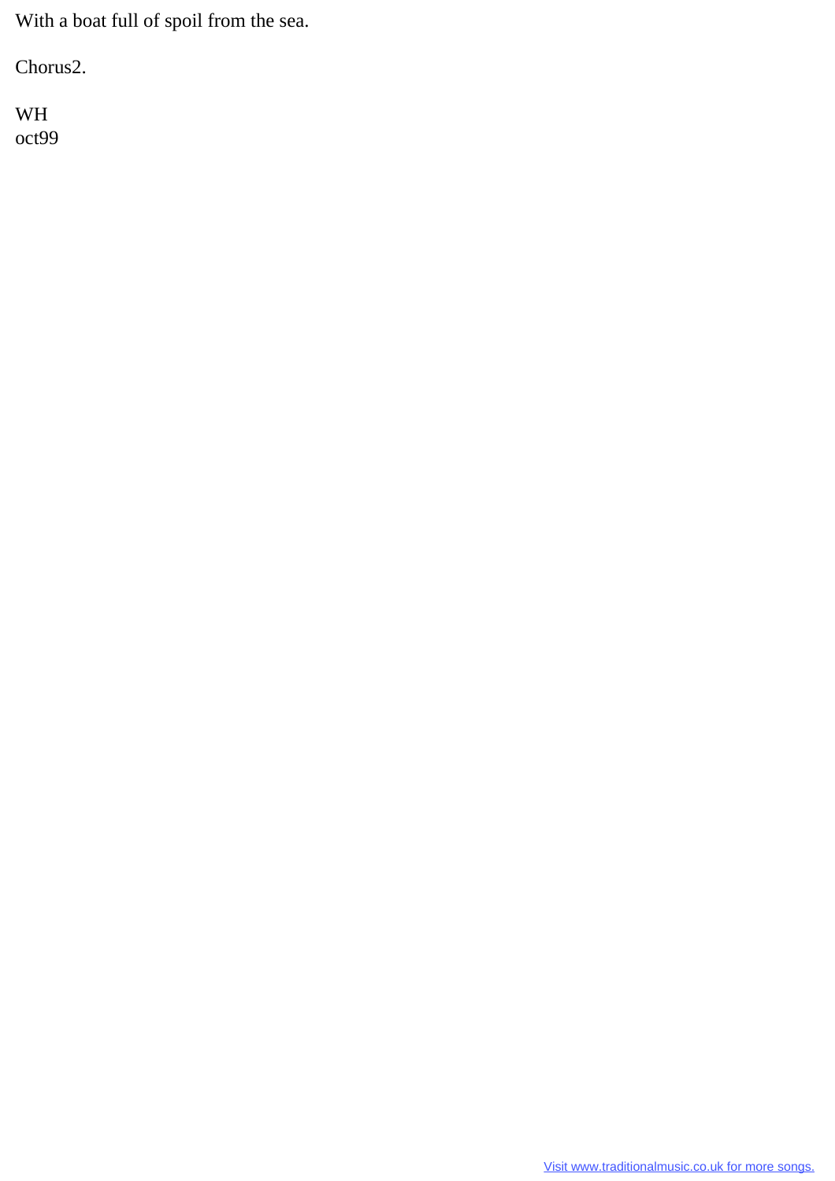With a boat full of spoil from the sea.

Chorus2.

WH
oct99